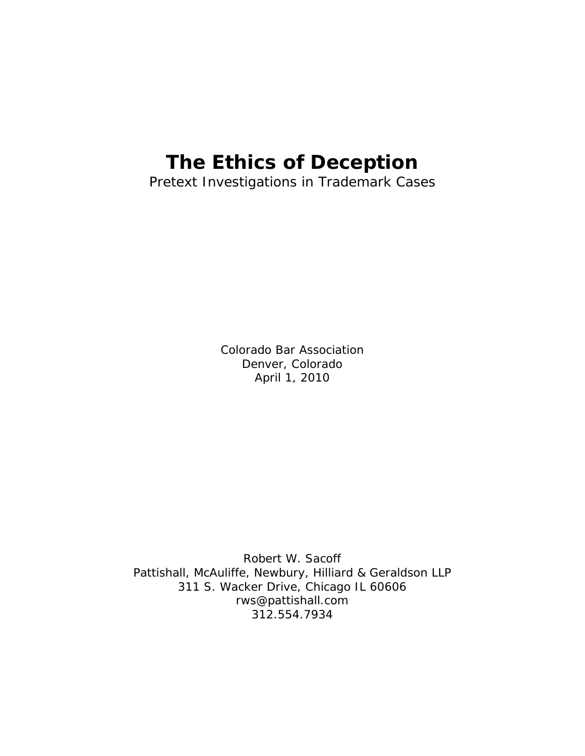# The Ethics of Deception

Pretext Investigations in Trademark Cases

Colorado Bar Association
Denver, Colorado
April 1, 2010

Robert W. Sacoff
Pattishall, McAuliffe, Newbury, Hilliard & Geraldson LLP
311 S. Wacker Drive, Chicago IL 60606
rws@pattishall.com
312.554.7934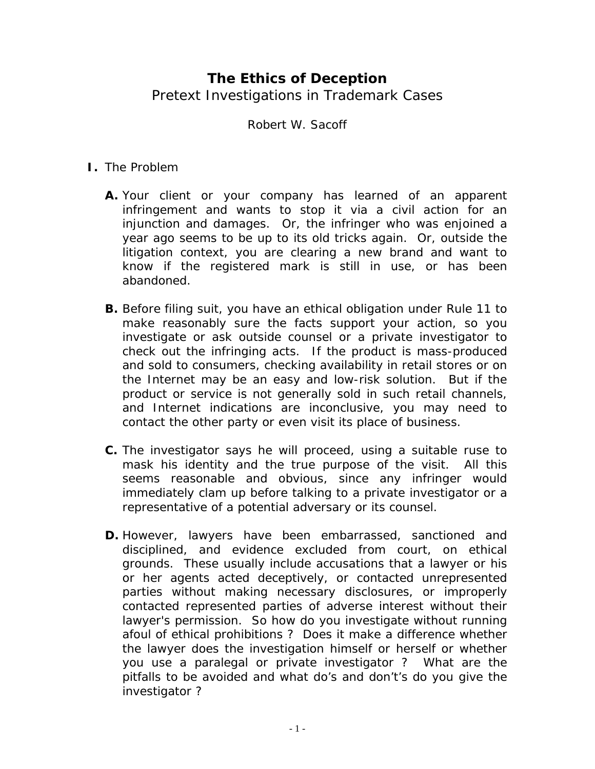# The Ethics of Deception

Pretext Investigations in Trademark Cases

Robert W. Sacoff

**I.** The Problem

**A.** Your client or your company has learned of an apparent infringement and wants to stop it via a civil action for an injunction and damages. Or, the infringer who was enjoined a year ago seems to be up to its old tricks again. Or, outside the litigation context, you are clearing a new brand and want to know if the registered mark is still in use, or has been abandoned.

**B.** Before filing suit, you have an ethical obligation under Rule 11 to make reasonably sure the facts support your action, so you investigate or ask outside counsel or a private investigator to check out the infringing acts. If the product is mass-produced and sold to consumers, checking availability in retail stores or on the Internet may be an easy and low-risk solution. But if the product or service is not generally sold in such retail channels, and Internet indications are inconclusive, you may need to contact the other party or even visit its place of business.

**C.** The investigator says he will proceed, using a suitable ruse to mask his identity and the true purpose of the visit. All this seems reasonable and obvious, since any infringer would immediately clam up before talking to a private investigator or a representative of a potential adversary or its counsel.

**D.** However, lawyers have been embarrassed, sanctioned and disciplined, and evidence excluded from court, on ethical grounds. These usually include accusations that a lawyer or his or her agents acted deceptively, or contacted unrepresented parties without making necessary disclosures, or improperly contacted represented parties of adverse interest without their lawyer's permission. So how do you investigate without running afoul of ethical prohibitions ? Does it make a difference whether the lawyer does the investigation himself or herself or whether you use a paralegal or private investigator ? What are the pitfalls to be avoided and what do's and don't's do you give the investigator ?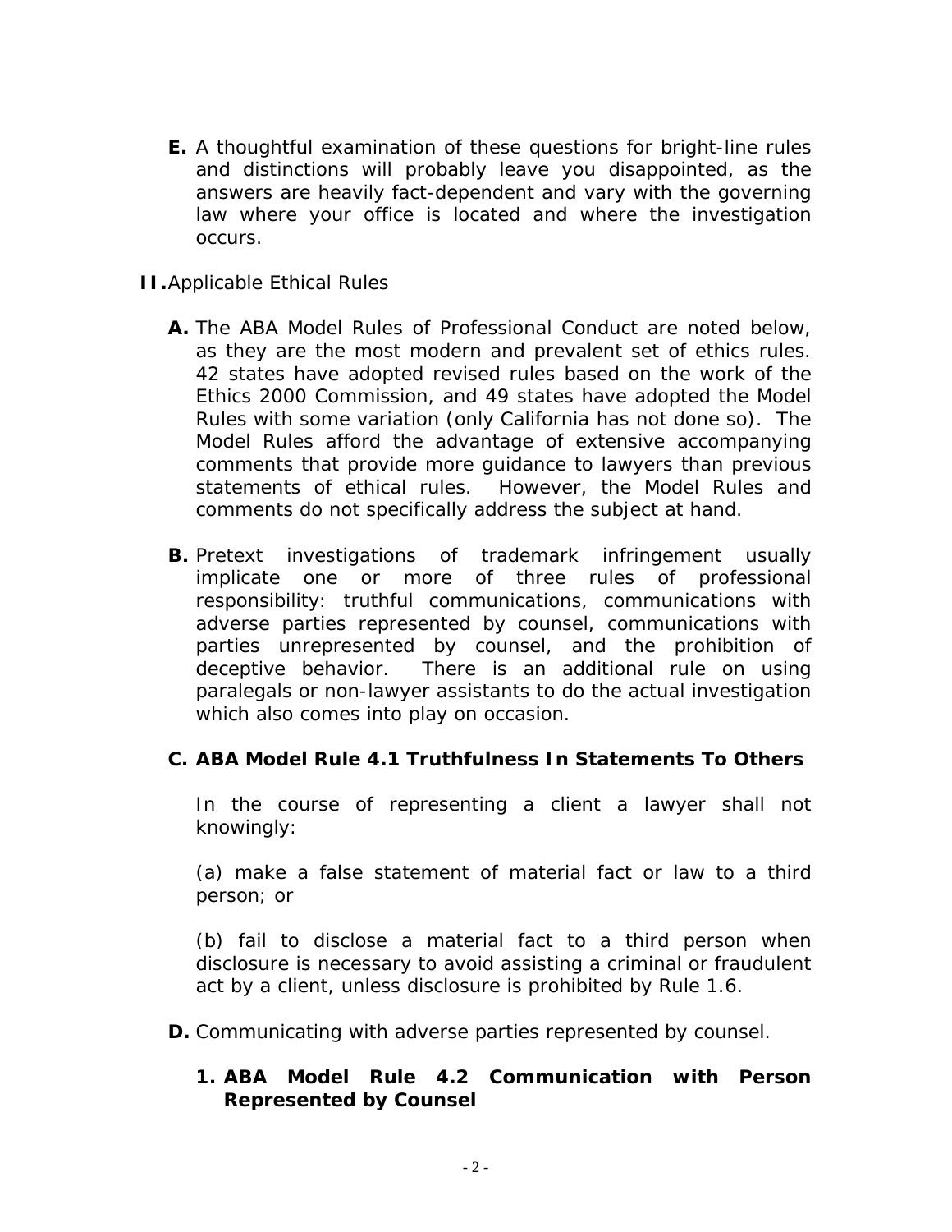**E.** A thoughtful examination of these questions for bright-line rules and distinctions will probably leave you disappointed, as the answers are heavily fact-dependent and vary with the governing law where your office is located and where the investigation occurs.

**II.** Applicable Ethical Rules

**A.** The ABA Model Rules of Professional Conduct are noted below, as they are the most modern and prevalent set of ethics rules. 42 states have adopted revised rules based on the work of the Ethics 2000 Commission, and 49 states have adopted the Model Rules with some variation (only California has not done so). The Model Rules afford the advantage of extensive accompanying comments that provide more guidance to lawyers than previous statements of ethical rules. However, the Model Rules and comments do not specifically address the subject at hand.

**B.** Pretext investigations of trademark infringement usually implicate one or more of three rules of professional responsibility: truthful communications, communications with adverse parties represented by counsel, communications with parties unrepresented by counsel, and the prohibition of deceptive behavior. There is an additional rule on using paralegals or non-lawyer assistants to do the actual investigation which also comes into play on occasion.

**C. ABA Model Rule 4.1 Truthfulness In Statements To Others**

In the course of representing a client a lawyer shall not knowingly:

(a) make a false statement of material fact or law to a third person; or

(b) fail to disclose a material fact to a third person when disclosure is necessary to avoid assisting a criminal or fraudulent act by a client, unless disclosure is prohibited by Rule 1.6.

**D.** Communicating with adverse parties represented by counsel.

**1. ABA Model Rule 4.2 Communication with Person Represented by Counsel**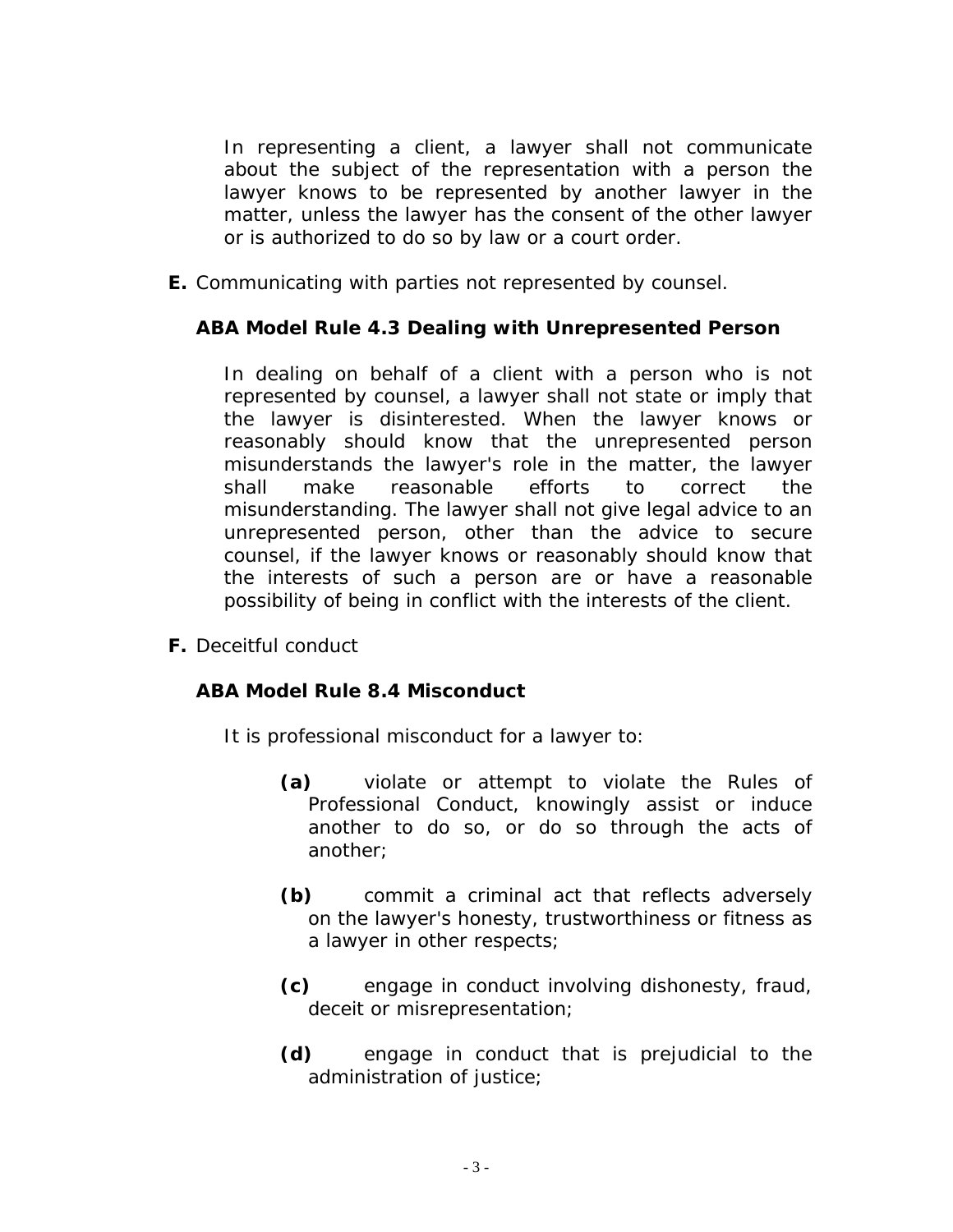In representing a client, a lawyer shall not communicate about the subject of the representation with a person the lawyer knows to be represented by another lawyer in the matter, unless the lawyer has the consent of the other lawyer or is authorized to do so by law or a court order.

**E.** Communicating with parties not represented by counsel.

**ABA Model Rule 4.3 Dealing with Unrepresented Person**

In dealing on behalf of a client with a person who is not represented by counsel, a lawyer shall not state or imply that the lawyer is disinterested. When the lawyer knows or reasonably should know that the unrepresented person misunderstands the lawyer's role in the matter, the lawyer shall make reasonable efforts to correct the misunderstanding. The lawyer shall not give legal advice to an unrepresented person, other than the advice to secure counsel, if the lawyer knows or reasonably should know that the interests of such a person are or have a reasonable possibility of being in conflict with the interests of the client.

**F.** Deceitful conduct

**ABA Model Rule 8.4 Misconduct**

It is professional misconduct for a lawyer to:

**(a)** violate or attempt to violate the Rules of Professional Conduct, knowingly assist or induce another to do so, or do so through the acts of another;

**(b)** commit a criminal act that reflects adversely on the lawyer's honesty, trustworthiness or fitness as a lawyer in other respects;

**(c)** engage in conduct involving dishonesty, fraud, deceit or misrepresentation;

**(d)** engage in conduct that is prejudicial to the administration of justice;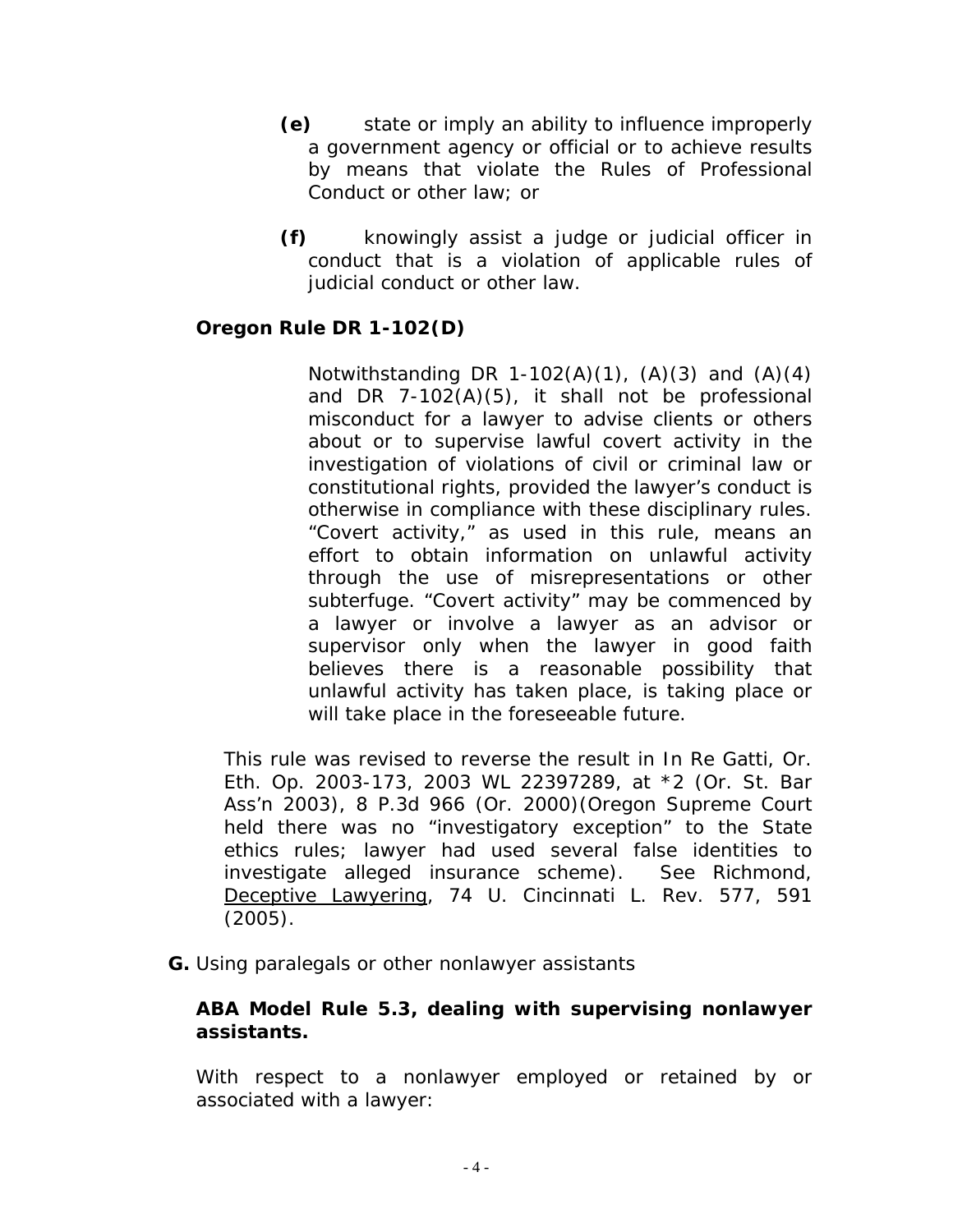**(e)** state or imply an ability to influence improperly a government agency or official or to achieve results by means that violate the Rules of Professional Conduct or other law; or

**(f)** knowingly assist a judge or judicial officer in conduct that is a violation of applicable rules of judicial conduct or other law.

**Oregon Rule DR 1-102(D)**

> Notwithstanding DR 1-102(A)(1), (A)(3) and (A)(4) and DR 7-102(A)(5), it shall not be professional misconduct for a lawyer to advise clients or others about or to supervise lawful covert activity in the investigation of violations of civil or criminal law or constitutional rights, provided the lawyer's conduct is otherwise in compliance with these disciplinary rules. "Covert activity," as used in this rule, means an effort to obtain information on unlawful activity through the use of misrepresentations or other subterfuge. "Covert activity" may be commenced by a lawyer or involve a lawyer as an advisor or supervisor only when the lawyer in good faith believes there is a reasonable possibility that unlawful activity has taken place, is taking place or will take place in the foreseeable future.

This rule was revised to reverse the result in In Re Gatti, Or. Eth. Op. 2003-173, 2003 WL 22397289, at *2 (Or. St. Bar Ass'n 2003), 8 P.3d 966 (Or. 2000)(Oregon Supreme Court held there was no "investigatory exception" to the State ethics rules; lawyer had used several false identities to investigate alleged insurance scheme). See Richmond, Deceptive Lawyering, 74 U. Cincinnati L. Rev. 577, 591 (2005).

**G.** Using paralegals or other nonlawyer assistants

**ABA Model Rule 5.3, dealing with supervising nonlawyer assistants.**

With respect to a nonlawyer employed or retained by or associated with a lawyer: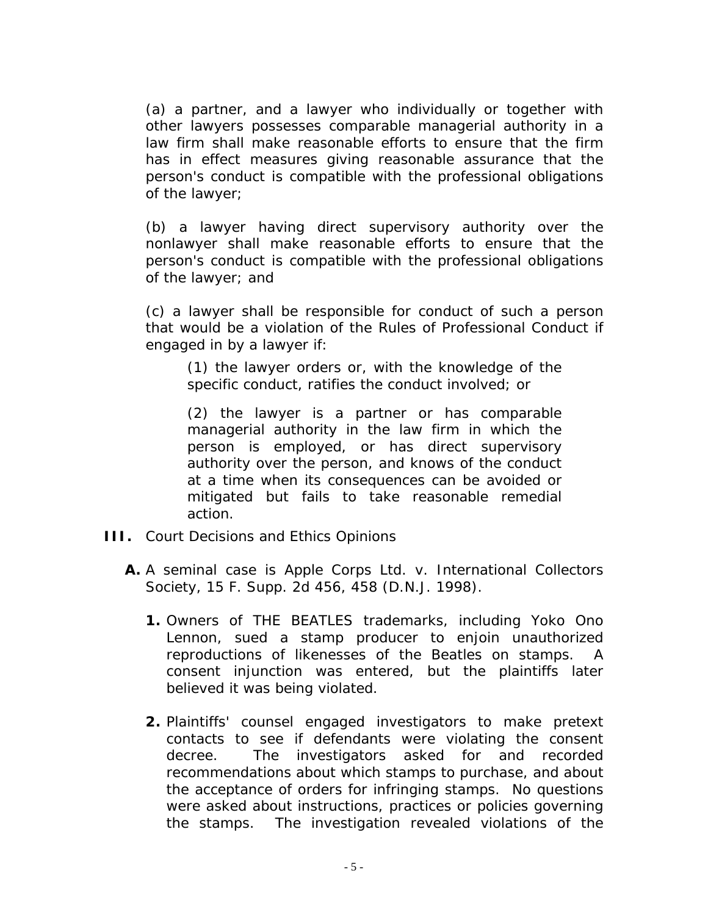(a) a partner, and a lawyer who individually or together with other lawyers possesses comparable managerial authority in a law firm shall make reasonable efforts to ensure that the firm has in effect measures giving reasonable assurance that the person's conduct is compatible with the professional obligations of the lawyer;

(b) a lawyer having direct supervisory authority over the nonlawyer shall make reasonable efforts to ensure that the person's conduct is compatible with the professional obligations of the lawyer; and

(c) a lawyer shall be responsible for conduct of such a person that would be a violation of the Rules of Professional Conduct if engaged in by a lawyer if:

> (1) the lawyer orders or, with the knowledge of the specific conduct, ratifies the conduct involved; or
>
> (2) the lawyer is a partner or has comparable managerial authority in the law firm in which the person is employed, or has direct supervisory authority over the person, and knows of the conduct at a time when its consequences can be avoided or mitigated but fails to take reasonable remedial action.

**III.** Court Decisions and Ethics Opinions

**A.** A seminal case is Apple Corps Ltd. v. International Collectors Society, 15 F. Supp. 2d 456, 458 (D.N.J. 1998).

**1.** Owners of THE BEATLES trademarks, including Yoko Ono Lennon, sued a stamp producer to enjoin unauthorized reproductions of likenesses of the Beatles on stamps. A consent injunction was entered, but the plaintiffs later believed it was being violated.

**2.** Plaintiffs' counsel engaged investigators to make pretext contacts to see if defendants were violating the consent decree. The investigators asked for and recorded recommendations about which stamps to purchase, and about the acceptance of orders for infringing stamps. No questions were asked about instructions, practices or policies governing the stamps. The investigation revealed violations of the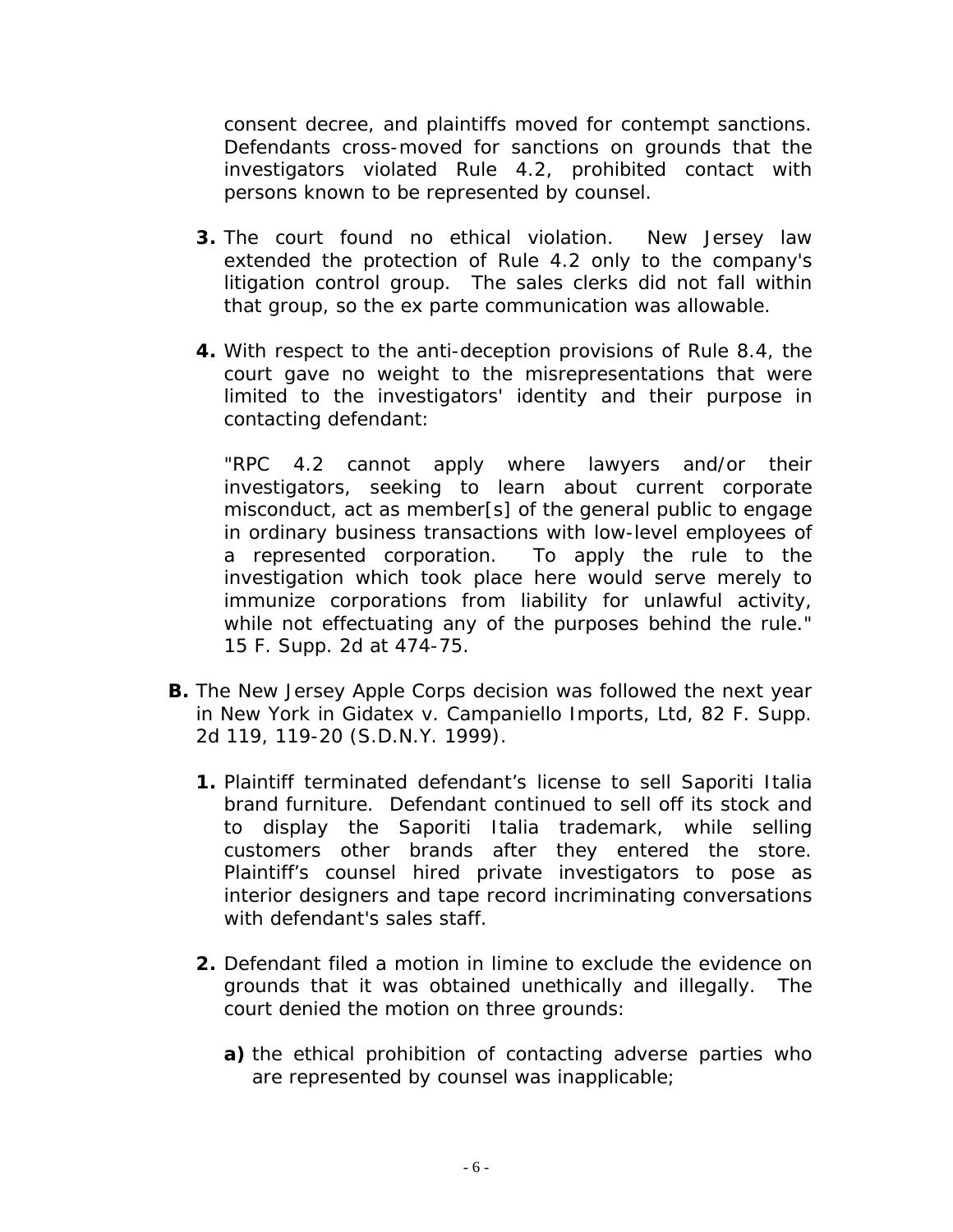consent decree, and plaintiffs moved for contempt sanctions. Defendants cross-moved for sanctions on grounds that the investigators violated Rule 4.2, prohibited contact with persons known to be represented by counsel.

**3.** The court found no ethical violation. New Jersey law extended the protection of Rule 4.2 only to the company's litigation control group. The sales clerks did not fall within that group, so the ex parte communication was allowable.

**4.** With respect to the anti-deception provisions of Rule 8.4, the court gave no weight to the misrepresentations that were limited to the investigators' identity and their purpose in contacting defendant:

"RPC 4.2 cannot apply where lawyers and/or their investigators, seeking to learn about current corporate misconduct, act as member[s] of the general public to engage in ordinary business transactions with low-level employees of a represented corporation. To apply the rule to the investigation which took place here would serve merely to immunize corporations from liability for unlawful activity, while not effectuating any of the purposes behind the rule." 15 F. Supp. 2d at 474-75.

**B.** The New Jersey Apple Corps decision was followed the next year in New York in Gidatex v. Campaniello Imports, Ltd, 82 F. Supp. 2d 119, 119-20 (S.D.N.Y. 1999).

**1.** Plaintiff terminated defendant's license to sell Saporiti Italia brand furniture. Defendant continued to sell off its stock and to display the Saporiti Italia trademark, while selling customers other brands after they entered the store. Plaintiff's counsel hired private investigators to pose as interior designers and tape record incriminating conversations with defendant's sales staff.

**2.** Defendant filed a motion in limine to exclude the evidence on grounds that it was obtained unethically and illegally. The court denied the motion on three grounds:

**a)** the ethical prohibition of contacting adverse parties who are represented by counsel was inapplicable;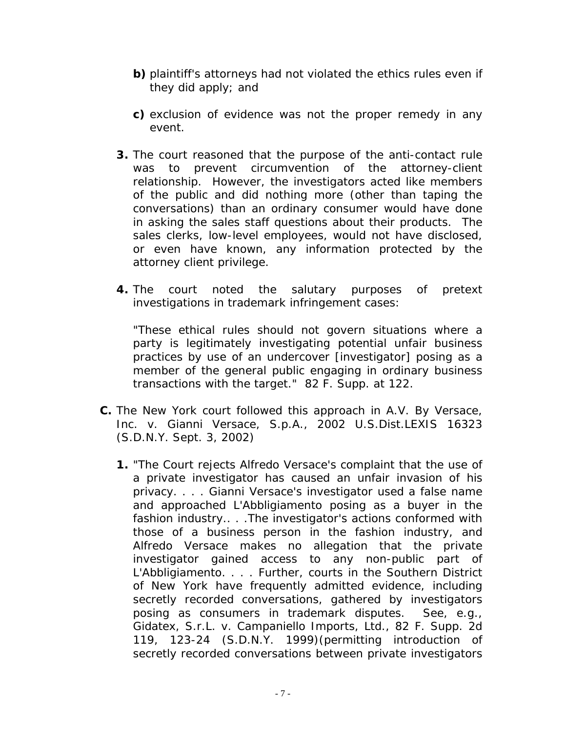**b)** plaintiff's attorneys had not violated the ethics rules even if they did apply; and

**c)** exclusion of evidence was not the proper remedy in any event.

**3.** The court reasoned that the purpose of the anti-contact rule was to prevent circumvention of the attorney-client relationship. However, the investigators acted like members of the public and did nothing more (other than taping the conversations) than an ordinary consumer would have done in asking the sales staff questions about their products. The sales clerks, low-level employees, would not have disclosed, or even have known, any information protected by the attorney client privilege.

**4.** The court noted the salutary purposes of pretext investigations in trademark infringement cases:

"These ethical rules should not govern situations where a party is legitimately investigating potential unfair business practices by use of an undercover [investigator] posing as a member of the general public engaging in ordinary business transactions with the target." 82 F. Supp. at 122.

**C.** The New York court followed this approach in A.V. By Versace, Inc. v. Gianni Versace, S.p.A., 2002 U.S.Dist.LEXIS 16323 (S.D.N.Y. Sept. 3, 2002)

**1.** "The Court rejects Alfredo Versace's complaint that the use of a private investigator has caused an unfair invasion of his privacy. . . . Gianni Versace's investigator used a false name and approached L'Abbligiamento posing as a buyer in the fashion industry.. . .The investigator's actions conformed with those of a business person in the fashion industry, and Alfredo Versace makes no allegation that the private investigator gained access to any non-public part of L'Abbligiamento. . . . Further, courts in the Southern District of New York have frequently admitted evidence, including secretly recorded conversations, gathered by investigators posing as consumers in trademark disputes. See, e.g., Gidatex, S.r.L. v. Campaniello Imports, Ltd., 82 F. Supp. 2d 119, 123-24 (S.D.N.Y. 1999)(permitting introduction of secretly recorded conversations between private investigators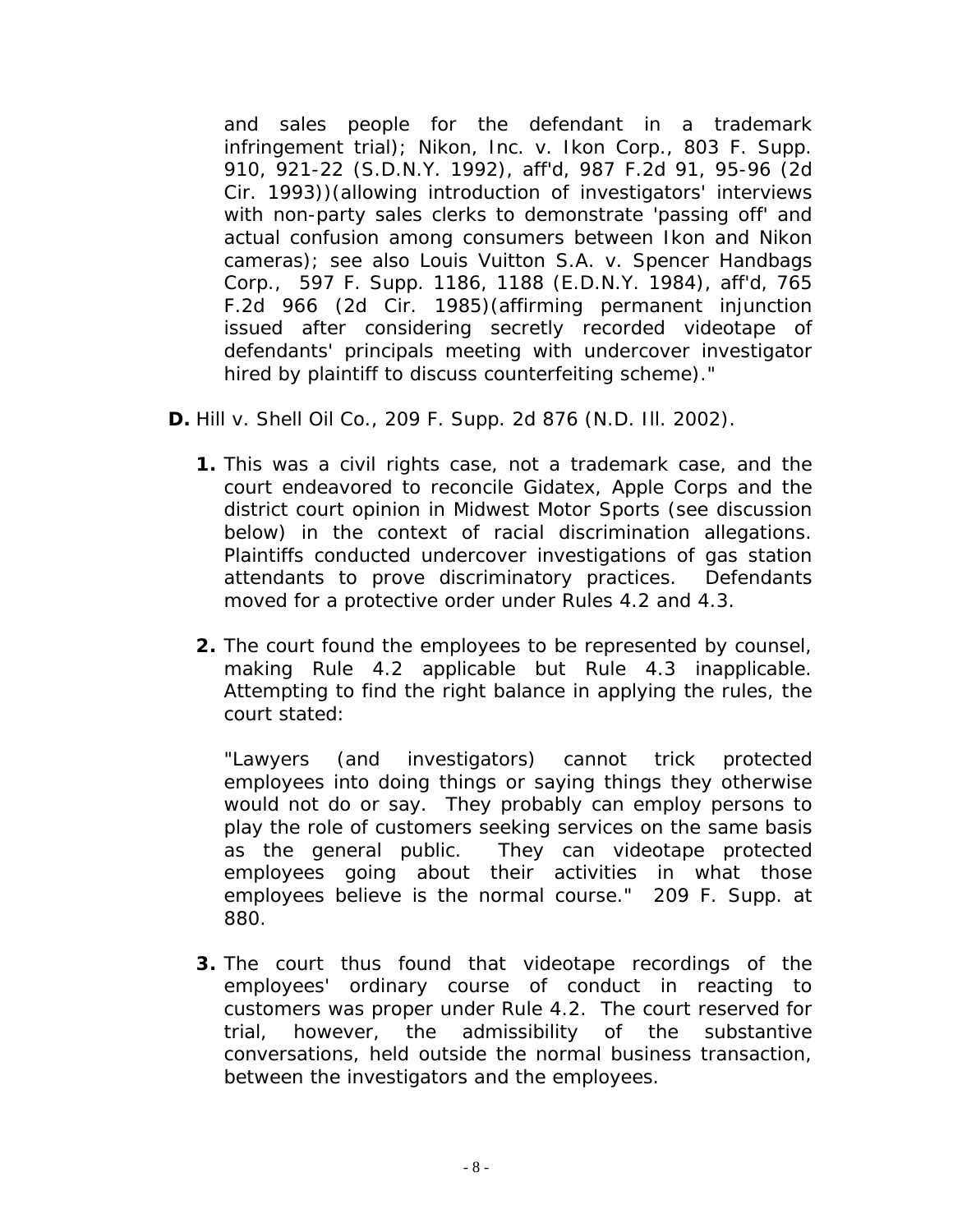and sales people for the defendant in a trademark infringement trial); Nikon, Inc. v. Ikon Corp., 803 F. Supp. 910, 921-22 (S.D.N.Y. 1992), aff'd, 987 F.2d 91, 95-96 (2d Cir. 1993))(allowing introduction of investigators' interviews with non-party sales clerks to demonstrate 'passing off' and actual confusion among consumers between Ikon and Nikon cameras); see also Louis Vuitton S.A. v. Spencer Handbags Corp., 597 F. Supp. 1186, 1188 (E.D.N.Y. 1984), aff'd, 765 F.2d 966 (2d Cir. 1985)(affirming permanent injunction issued after considering secretly recorded videotape of defendants' principals meeting with undercover investigator hired by plaintiff to discuss counterfeiting scheme)."

**D.** Hill v. Shell Oil Co., 209 F. Supp. 2d 876 (N.D. Ill. 2002).

**1.** This was a civil rights case, not a trademark case, and the court endeavored to reconcile Gidatex, Apple Corps and the district court opinion in Midwest Motor Sports (see discussion below) in the context of racial discrimination allegations. Plaintiffs conducted undercover investigations of gas station attendants to prove discriminatory practices. Defendants moved for a protective order under Rules 4.2 and 4.3.

**2.** The court found the employees to be represented by counsel, making Rule 4.2 applicable but Rule 4.3 inapplicable. Attempting to find the right balance in applying the rules, the court stated:

"Lawyers (and investigators) cannot trick protected employees into doing things or saying things they otherwise would not do or say. They probably can employ persons to play the role of customers seeking services on the same basis as the general public. They can videotape protected employees going about their activities in what those employees believe is the normal course." 209 F. Supp. at 880.

**3.** The court thus found that videotape recordings of the employees' ordinary course of conduct in reacting to customers was proper under Rule 4.2. The court reserved for trial, however, the admissibility of the substantive conversations, held outside the normal business transaction, between the investigators and the employees.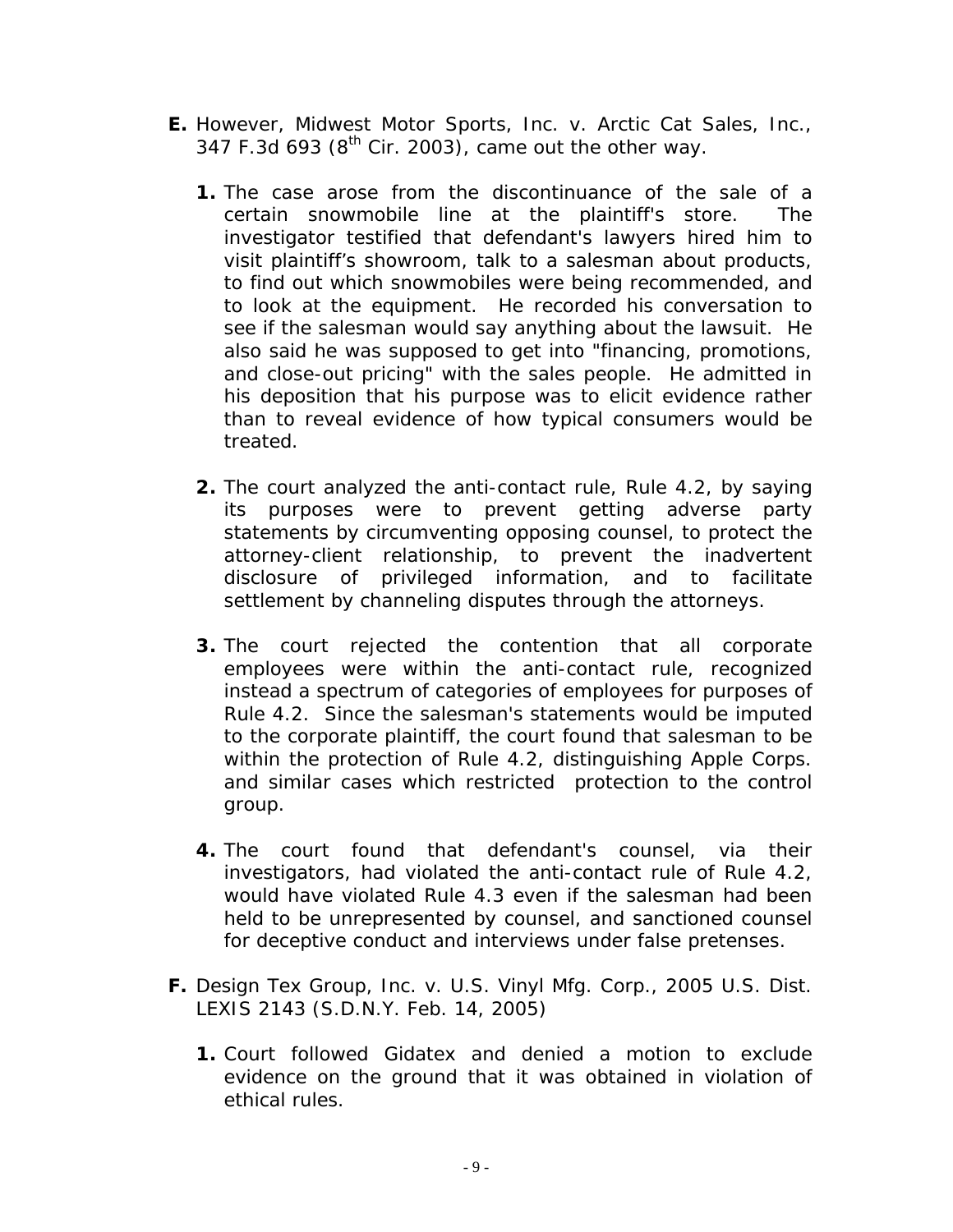**E.** However, Midwest Motor Sports, Inc. v. Arctic Cat Sales, Inc., 347 F.3d 693 (8th Cir. 2003), came out the other way.

**1.** The case arose from the discontinuance of the sale of a certain snowmobile line at the plaintiff's store. The investigator testified that defendant's lawyers hired him to visit plaintiff's showroom, talk to a salesman about products, to find out which snowmobiles were being recommended, and to look at the equipment. He recorded his conversation to see if the salesman would say anything about the lawsuit. He also said he was supposed to get into "financing, promotions, and close-out pricing" with the sales people. He admitted in his deposition that his purpose was to elicit evidence rather than to reveal evidence of how typical consumers would be treated.

**2.** The court analyzed the anti-contact rule, Rule 4.2, by saying its purposes were to prevent getting adverse party statements by circumventing opposing counsel, to protect the attorney-client relationship, to prevent the inadvertent disclosure of privileged information, and to facilitate settlement by channeling disputes through the attorneys.

**3.** The court rejected the contention that all corporate employees were within the anti-contact rule, recognized instead a spectrum of categories of employees for purposes of Rule 4.2. Since the salesman's statements would be imputed to the corporate plaintiff, the court found that salesman to be within the protection of Rule 4.2, distinguishing Apple Corps. and similar cases which restricted protection to the control group.

**4.** The court found that defendant's counsel, via their investigators, had violated the anti-contact rule of Rule 4.2, would have violated Rule 4.3 even if the salesman had been held to be unrepresented by counsel, and sanctioned counsel for deceptive conduct and interviews under false pretenses.

**F.** Design Tex Group, Inc. v. U.S. Vinyl Mfg. Corp., 2005 U.S. Dist. LEXIS 2143 (S.D.N.Y. Feb. 14, 2005)

**1.** Court followed Gidatex and denied a motion to exclude evidence on the ground that it was obtained in violation of ethical rules.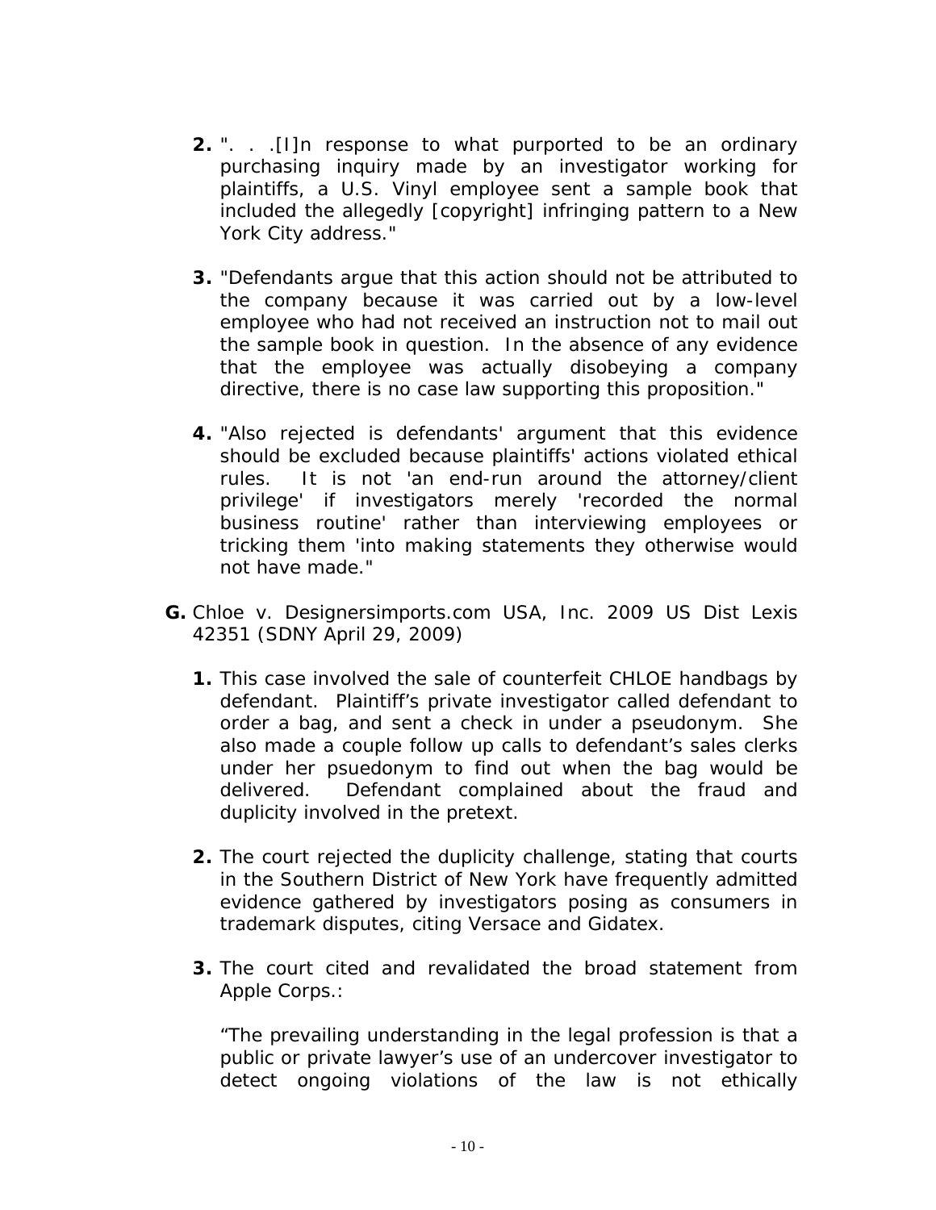2. ". . .[I]n response to what purported to be an ordinary purchasing inquiry made by an investigator working for plaintiffs, a U.S. Vinyl employee sent a sample book that included the allegedly [copyright] infringing pattern to a New York City address."

3. "Defendants argue that this action should not be attributed to the company because it was carried out by a low-level employee who had not received an instruction not to mail out the sample book in question. In the absence of any evidence that the employee was actually disobeying a company directive, there is no case law supporting this proposition."

4. "Also rejected is defendants' argument that this evidence should be excluded because plaintiffs' actions violated ethical rules. It is not 'an end-run around the attorney/client privilege' if investigators merely 'recorded the normal business routine' rather than interviewing employees or tricking them 'into making statements they otherwise would not have made."

**G.** Chloe v. Designersimports.com USA, Inc. 2009 US Dist Lexis 42351 (SDNY April 29, 2009)

1. This case involved the sale of counterfeit CHLOE handbags by defendant. Plaintiff's private investigator called defendant to order a bag, and sent a check in under a pseudonym. She also made a couple follow up calls to defendant's sales clerks under her psuedonym to find out when the bag would be delivered. Defendant complained about the fraud and duplicity involved in the pretext.

2. The court rejected the duplicity challenge, stating that courts in the Southern District of New York have frequently admitted evidence gathered by investigators posing as consumers in trademark disputes, citing Versace and Gidatex.

3. The court cited and revalidated the broad statement from Apple Corps.:

   "The prevailing understanding in the legal profession is that a public or private lawyer's use of an undercover investigator to detect ongoing violations of the law is not ethically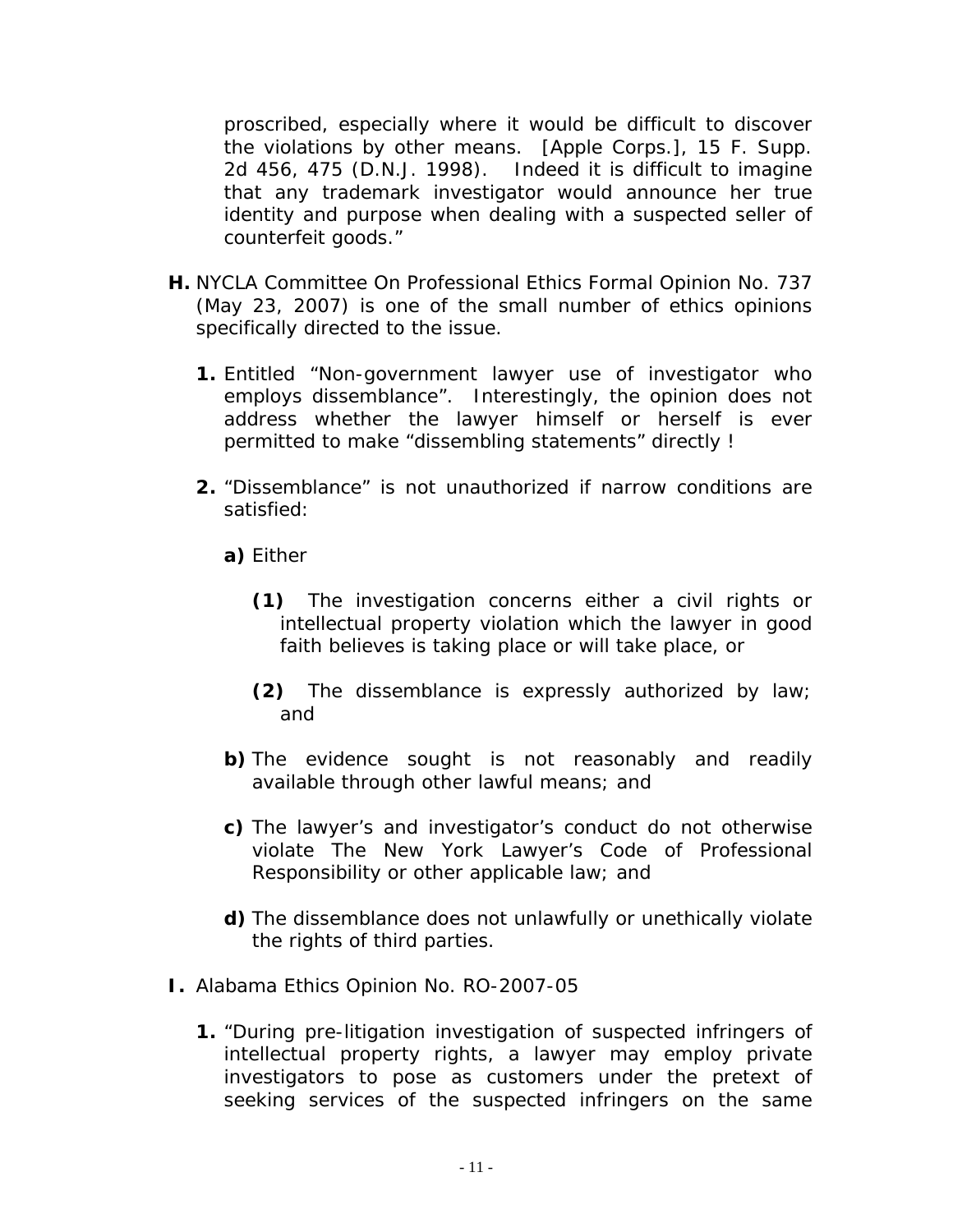proscribed, especially where it would be difficult to discover the violations by other means. [Apple Corps.], 15 F. Supp. 2d 456, 475 (D.N.J. 1998). Indeed it is difficult to imagine that any trademark investigator would announce her true identity and purpose when dealing with a suspected seller of counterfeit goods."

**H.** NYCLA Committee On Professional Ethics Formal Opinion No. 737 (May 23, 2007) is one of the small number of ethics opinions specifically directed to the issue.

   **1.** Entitled "Non-government lawyer use of investigator who employs dissemblance". Interestingly, the opinion does not address whether the lawyer himself or herself is ever permitted to make "dissembling statements" directly !

   **2.** "Dissemblance" is not unauthorized if narrow conditions are satisfied:

      **a)** Either

         **(1)** The investigation concerns either a civil rights or intellectual property violation which the lawyer in good faith believes is taking place or will take place, or

         **(2)** The dissemblance is expressly authorized by law; and

      **b)** The evidence sought is not reasonably and readily available through other lawful means; and

      **c)** The lawyer's and investigator's conduct do not otherwise violate The New York Lawyer's Code of Professional Responsibility or other applicable law; and

      **d)** The dissemblance does not unlawfully or unethically violate the rights of third parties.

**I.** Alabama Ethics Opinion No. RO-2007-05

   **1.** "During pre-litigation investigation of suspected infringers of intellectual property rights, a lawyer may employ private investigators to pose as customers under the pretext of seeking services of the suspected infringers on the same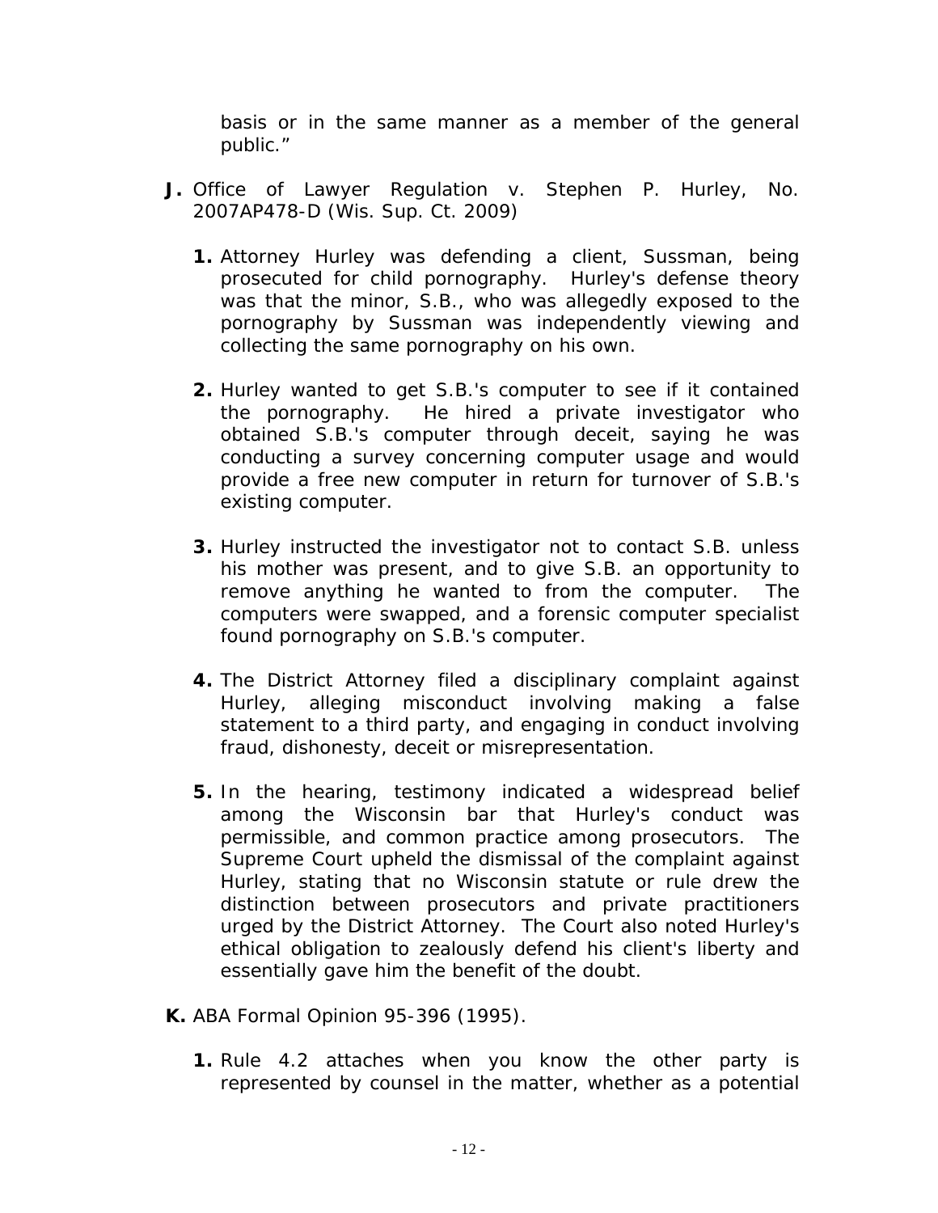basis or in the same manner as a member of the general public."

**J.** Office of Lawyer Regulation v. Stephen P. Hurley, No. 2007AP478-D (Wis. Sup. Ct. 2009)

**1.** Attorney Hurley was defending a client, Sussman, being prosecuted for child pornography. Hurley's defense theory was that the minor, S.B., who was allegedly exposed to the pornography by Sussman was independently viewing and collecting the same pornography on his own.

**2.** Hurley wanted to get S.B.'s computer to see if it contained the pornography. He hired a private investigator who obtained S.B.'s computer through deceit, saying he was conducting a survey concerning computer usage and would provide a free new computer in return for turnover of S.B.'s existing computer.

**3.** Hurley instructed the investigator not to contact S.B. unless his mother was present, and to give S.B. an opportunity to remove anything he wanted to from the computer. The computers were swapped, and a forensic computer specialist found pornography on S.B.'s computer.

**4.** The District Attorney filed a disciplinary complaint against Hurley, alleging misconduct involving making a false statement to a third party, and engaging in conduct involving fraud, dishonesty, deceit or misrepresentation.

**5.** In the hearing, testimony indicated a widespread belief among the Wisconsin bar that Hurley's conduct was permissible, and common practice among prosecutors. The Supreme Court upheld the dismissal of the complaint against Hurley, stating that no Wisconsin statute or rule drew the distinction between prosecutors and private practitioners urged by the District Attorney. The Court also noted Hurley's ethical obligation to zealously defend his client's liberty and essentially gave him the benefit of the doubt.

**K.** ABA Formal Opinion 95-396 (1995).

**1.** Rule 4.2 attaches when you know the other party is represented by counsel in the matter, whether as a potential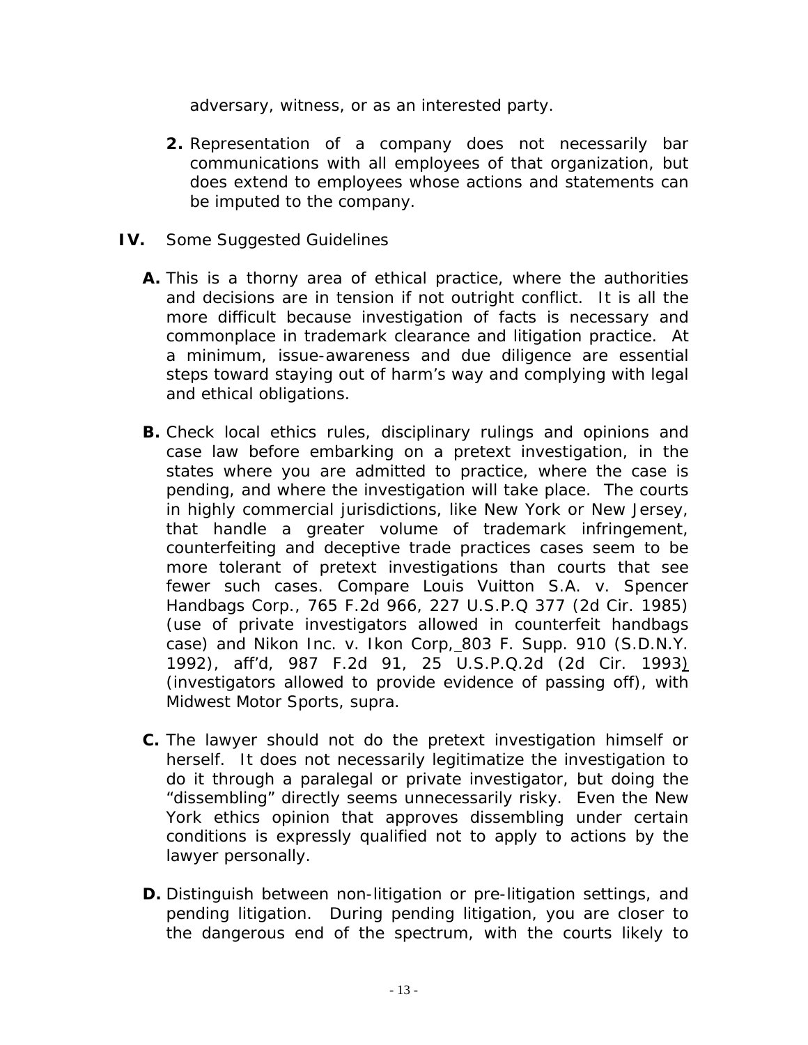adversary, witness, or as an interested party.

2. Representation of a company does not necessarily bar communications with all employees of that organization, but does extend to employees whose actions and statements can be imputed to the company.

**IV.** Some Suggested Guidelines

**A.** This is a thorny area of ethical practice, where the authorities and decisions are in tension if not outright conflict. It is all the more difficult because investigation of facts is necessary and commonplace in trademark clearance and litigation practice. At a minimum, issue-awareness and due diligence are essential steps toward staying out of harm's way and complying with legal and ethical obligations.

**B.** Check local ethics rules, disciplinary rulings and opinions and case law before embarking on a pretext investigation, in the states where you are admitted to practice, where the case is pending, and where the investigation will take place. The courts in highly commercial jurisdictions, like New York or New Jersey, that handle a greater volume of trademark infringement, counterfeiting and deceptive trade practices cases seem to be more tolerant of pretext investigations than courts that see fewer such cases. Compare Louis Vuitton S.A. v. Spencer Handbags Corp., 765 F.2d 966, 227 U.S.P.Q 377 (2d Cir. 1985) (use of private investigators allowed in counterfeit handbags case) and Nikon Inc. v. Ikon Corp, 803 F. Supp. 910 (S.D.N.Y. 1992), aff'd, 987 F.2d 91, 25 U.S.P.Q.2d (2d Cir. 1993) (investigators allowed to provide evidence of passing off), with Midwest Motor Sports, supra.

**C.** The lawyer should not do the pretext investigation himself or herself. It does not necessarily legitimatize the investigation to do it through a paralegal or private investigator, but doing the "dissembling" directly seems unnecessarily risky. Even the New York ethics opinion that approves dissembling under certain conditions is expressly qualified not to apply to actions by the lawyer personally.

**D.** Distinguish between non-litigation or pre-litigation settings, and pending litigation. During pending litigation, you are closer to the dangerous end of the spectrum, with the courts likely to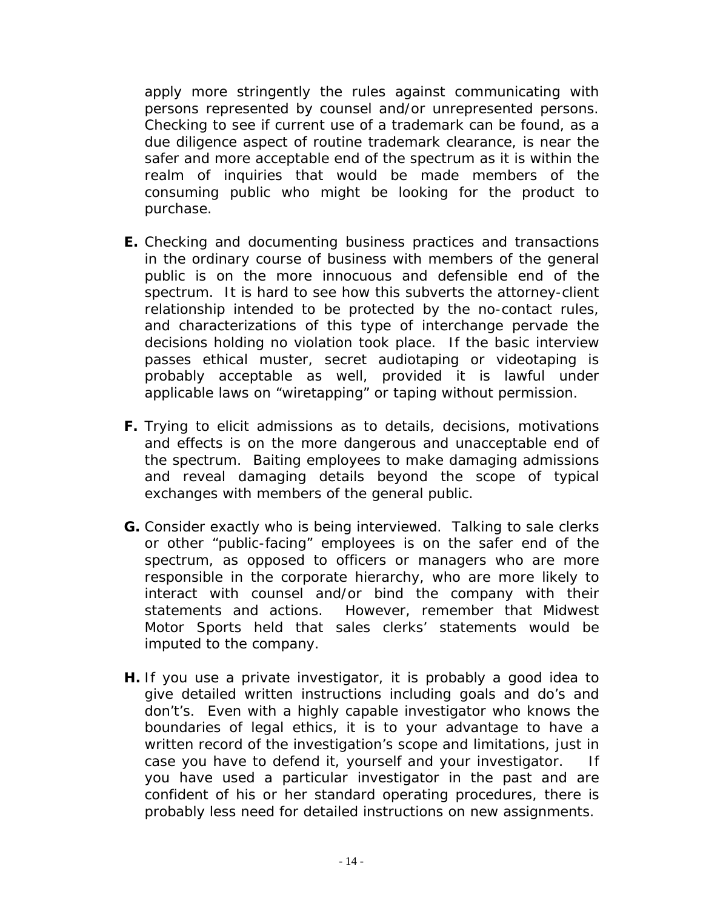apply more stringently the rules against communicating with persons represented by counsel and/or unrepresented persons. Checking to see if current use of a trademark can be found, as a due diligence aspect of routine trademark clearance, is near the safer and more acceptable end of the spectrum as it is within the realm of inquiries that would be made members of the consuming public who might be looking for the product to purchase.

**E.** Checking and documenting business practices and transactions in the ordinary course of business with members of the general public is on the more innocuous and defensible end of the spectrum. It is hard to see how this subverts the attorney-client relationship intended to be protected by the no-contact rules, and characterizations of this type of interchange pervade the decisions holding no violation took place. If the basic interview passes ethical muster, secret audiotaping or videotaping is probably acceptable as well, provided it is lawful under applicable laws on "wiretapping" or taping without permission.

**F.** Trying to elicit admissions as to details, decisions, motivations and effects is on the more dangerous and unacceptable end of the spectrum. Baiting employees to make damaging admissions and reveal damaging details beyond the scope of typical exchanges with members of the general public.

**G.** Consider exactly who is being interviewed. Talking to sale clerks or other "public-facing" employees is on the safer end of the spectrum, as opposed to officers or managers who are more responsible in the corporate hierarchy, who are more likely to interact with counsel and/or bind the company with their statements and actions. However, remember that Midwest Motor Sports held that sales clerks' statements would be imputed to the company.

**H.** If you use a private investigator, it is probably a good idea to give detailed written instructions including goals and do's and don't's. Even with a highly capable investigator who knows the boundaries of legal ethics, it is to your advantage to have a written record of the investigation's scope and limitations, just in case you have to defend it, yourself and your investigator. If you have used a particular investigator in the past and are confident of his or her standard operating procedures, there is probably less need for detailed instructions on new assignments.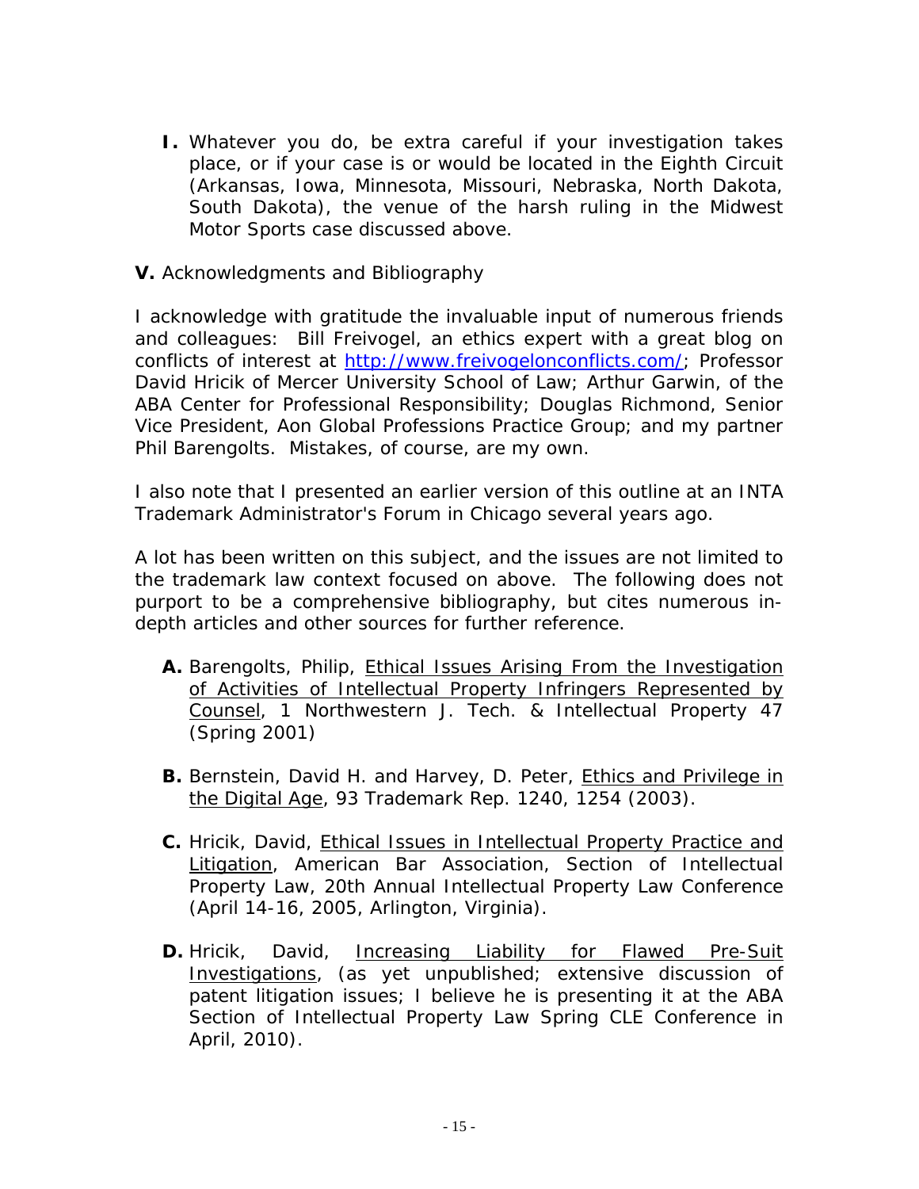**I.** Whatever you do, be extra careful if your investigation takes place, or if your case is or would be located in the Eighth Circuit (Arkansas, Iowa, Minnesota, Missouri, Nebraska, North Dakota, South Dakota), the venue of the harsh ruling in the Midwest Motor Sports case discussed above.

**V.** Acknowledgments and Bibliography

I acknowledge with gratitude the invaluable input of numerous friends and colleagues: Bill Freivogel, an ethics expert with a great blog on conflicts of interest at http://www.freivogelonconflicts.com/; Professor David Hricik of Mercer University School of Law; Arthur Garwin, of the ABA Center for Professional Responsibility; Douglas Richmond, Senior Vice President, Aon Global Professions Practice Group; and my partner Phil Barengolts. Mistakes, of course, are my own.

I also note that I presented an earlier version of this outline at an INTA Trademark Administrator's Forum in Chicago several years ago.

A lot has been written on this subject, and the issues are not limited to the trademark law context focused on above. The following does not purport to be a comprehensive bibliography, but cites numerous in-depth articles and other sources for further reference.

**A.** Barengolts, Philip, Ethical Issues Arising From the Investigation of Activities of Intellectual Property Infringers Represented by Counsel, 1 Northwestern J. Tech. & Intellectual Property 47 (Spring 2001)

**B.** Bernstein, David H. and Harvey, D. Peter, Ethics and Privilege in the Digital Age, 93 Trademark Rep. 1240, 1254 (2003).

**C.** Hricik, David, Ethical Issues in Intellectual Property Practice and Litigation, American Bar Association, Section of Intellectual Property Law, 20th Annual Intellectual Property Law Conference (April 14-16, 2005, Arlington, Virginia).

**D.** Hricik, David, Increasing Liability for Flawed Pre-Suit Investigations, (as yet unpublished; extensive discussion of patent litigation issues; I believe he is presenting it at the ABA Section of Intellectual Property Law Spring CLE Conference in April, 2010).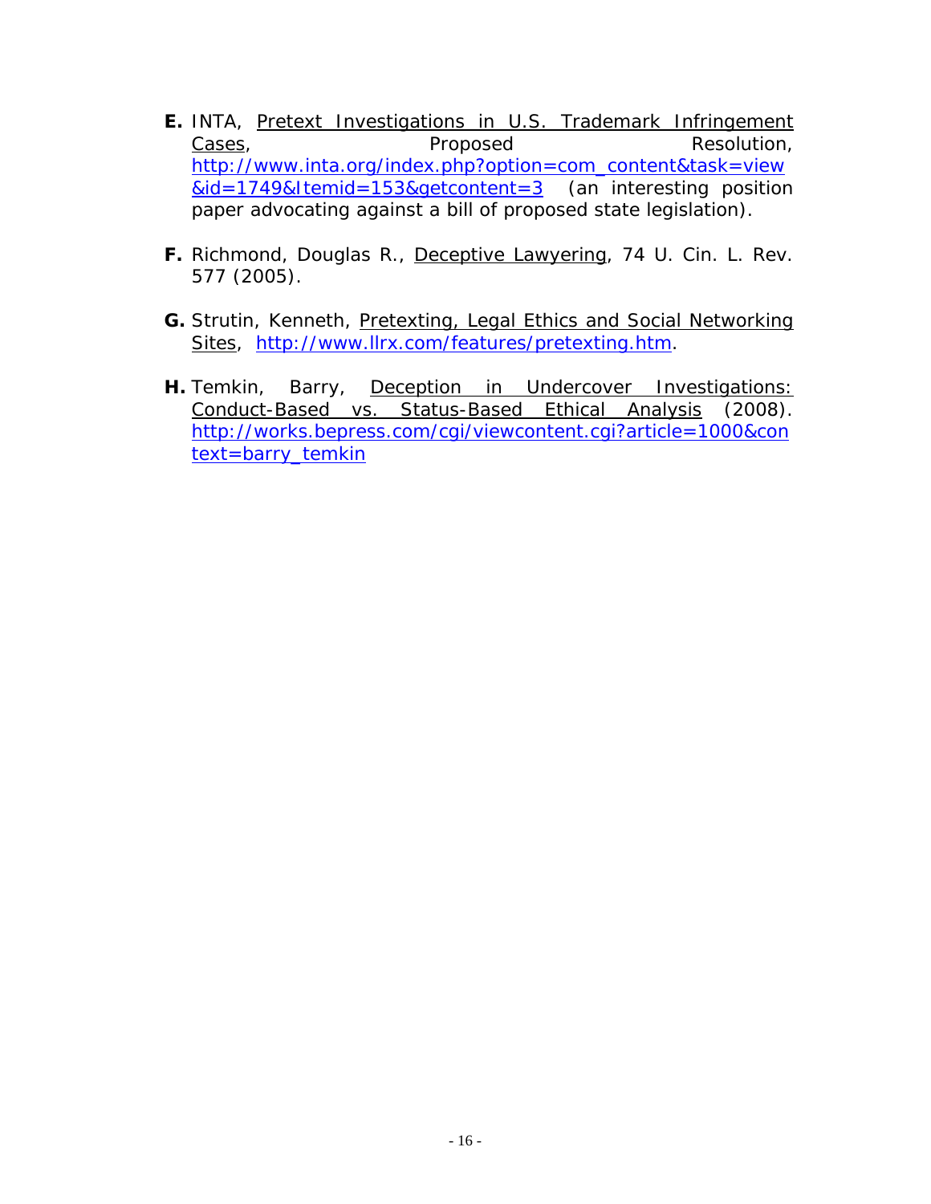**E.** INTA, Pretext Investigations in U.S. Trademark Infringement Cases, Proposed Resolution, http://www.inta.org/index.php?option=com_content&task=view&id=1749&Itemid=153&getcontent=3 (an interesting position paper advocating against a bill of proposed state legislation).

**F.** Richmond, Douglas R., Deceptive Lawyering, 74 U. Cin. L. Rev. 577 (2005).

**G.** Strutin, Kenneth, Pretexting, Legal Ethics and Social Networking Sites, http://www.llrx.com/features/pretexting.htm.

**H.** Temkin, Barry, Deception in Undercover Investigations: Conduct-Based vs. Status-Based Ethical Analysis (2008). http://works.bepress.com/cgi/viewcontent.cgi?article=1000&context=barry_temkin